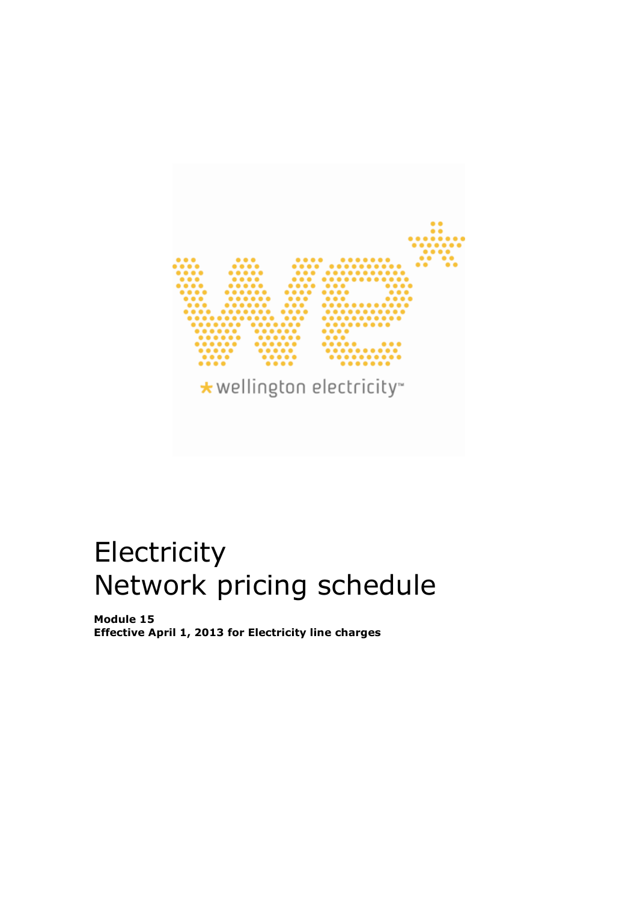# Electricity
# Network pricing schedule

**Module 15**
**Effective April 1, 2013 for Electricity line charges**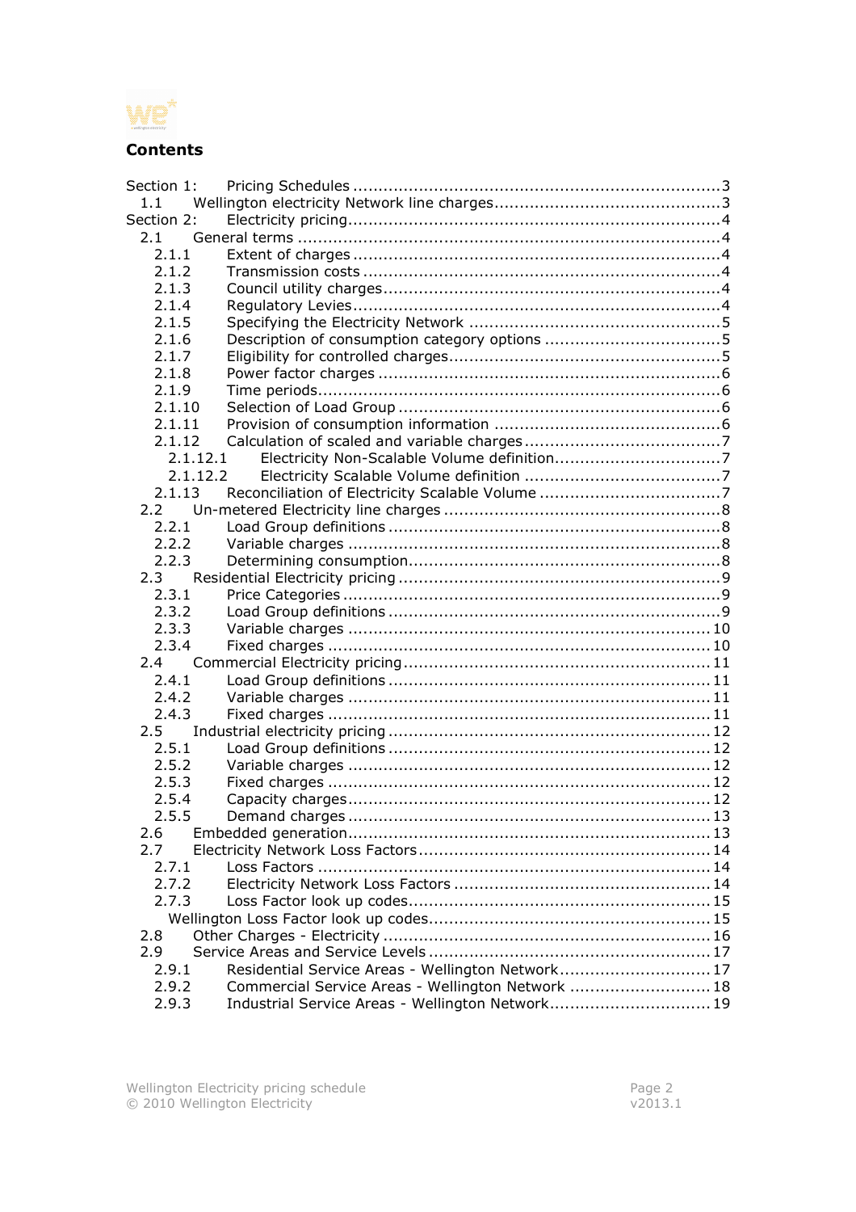## Contents

- Section 1: Pricing Schedules ....................................................................3
  - 1.1 Wellington electricity Network line charges ....................................3
- Section 2: Electricity pricing ......................................................................4
  - 2.1 General terms ...........................................................................4
    - 2.1.1 Extent of charges ..................................................................4
    - 2.1.2 Transmission costs ................................................................4
    - 2.1.3 Council utility charges ............................................................4
    - 2.1.4 Regulatory Levies ..................................................................4
    - 2.1.5 Specifying the Electricity Network ..........................................5
    - 2.1.6 Description of consumption category options ...........................5
    - 2.1.7 Eligibility for controlled charges ..............................................5
    - 2.1.8 Power factor charges .............................................................6
    - 2.1.9 Time periods .........................................................................6
    - 2.1.10 Selection of Load Group .......................................................6
    - 2.1.11 Provision of consumption information ....................................6
    - 2.1.12 Calculation of scaled and variable charges .............................7
      - 2.1.12.1 Electricity Non-Scalable Volume definition .........................7
      - 2.1.12.2 Electricity Scalable Volume definition ................................7
    - 2.1.13 Reconciliation of Electricity Scalable Volume ..........................7
  - 2.2 Un-metered Electricity line charges ...............................................8
    - 2.2.1 Load Group definitions ...........................................................8
    - 2.2.2 Variable charges ....................................................................8
    - 2.2.3 Determining consumption .......................................................8
  - 2.3 Residential Electricity pricing ........................................................9
    - 2.3.1 Price Categories .....................................................................9
    - 2.3.2 Load Group definitions ...........................................................9
    - 2.3.3 Variable charges ..................................................................10
    - 2.3.4 Fixed charges ......................................................................10
  - 2.4 Commercial Electricity pricing .....................................................11
    - 2.4.1 Load Group definitions .........................................................11
    - 2.4.2 Variable charges ..................................................................11
    - 2.4.3 Fixed charges ......................................................................11
  - 2.5 Industrial electricity pricing ........................................................12
    - 2.5.1 Load Group definitions .........................................................12
    - 2.5.2 Variable charges ..................................................................12
    - 2.5.3 Fixed charges ......................................................................12
    - 2.5.4 Capacity charges ..................................................................12
    - 2.5.5 Demand charges ..................................................................13
  - 2.6 Embedded generation ...............................................................13
  - 2.7 Electricity Network Loss Factors .................................................14
    - 2.7.1 Loss Factors ........................................................................14
    - 2.7.2 Electricity Network Loss Factors ............................................14
    - 2.7.3 Loss Factor look up codes .....................................................15
      - Wellington Loss Factor look up codes .......................................15
  - 2.8 Other Charges - Electricity .........................................................16
  - 2.9 Service Areas and Service Levels ................................................17
    - 2.9.1 Residential Service Areas - Wellington Network .......................17
    - 2.9.2 Commercial Service Areas - Wellington Network ......................18
    - 2.9.3 Industrial Service Areas - Wellington Network .........................19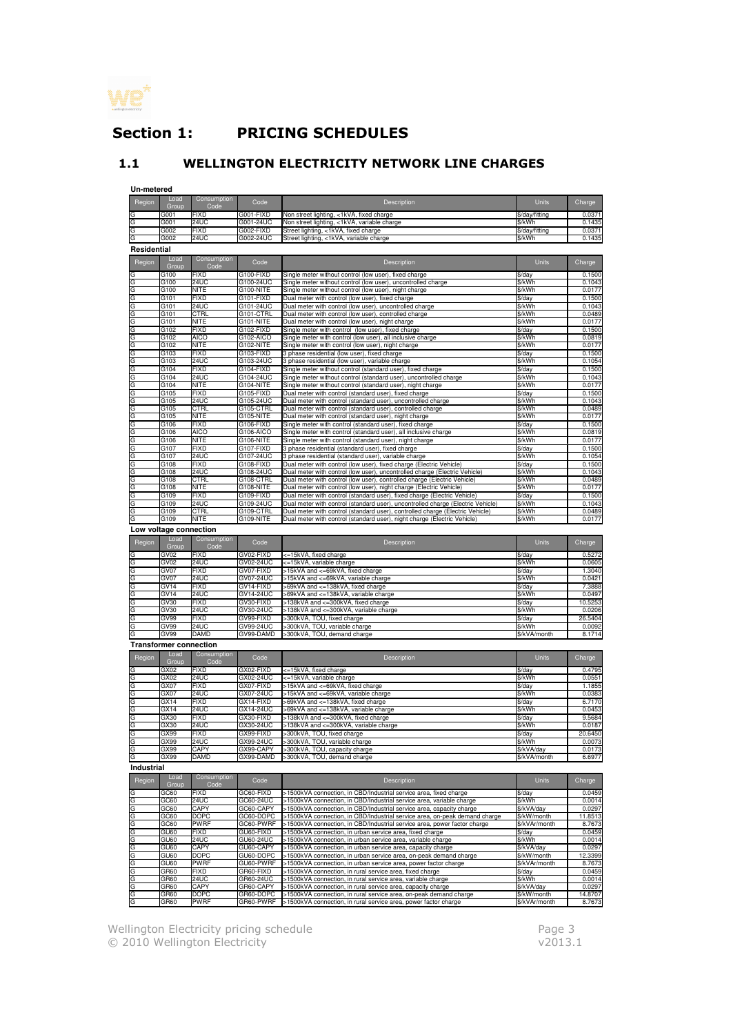# Section 1: PRICING SCHEDULES

## 1.1 WELLINGTON ELECTRICITY NETWORK LINE CHARGES

**Un-metered**

| Region | Load Group | Consumption Code | Code | Description | Units | Charge |
|---|---|---|---|---|---|---|
| G | G001 | FIXD | G001-FIXD | Non street lighting, <1kVA, fixed charge | $/day/fitting | 0.0371 |
| G | G001 | 24UC | G001-24UC | Non street lighting, <1kVA, variable charge | $/kWh | 0.1435 |
| G | G002 | FIXD | G002-FIXD | Street lighting, <1kVA, fixed charge | $/day/fitting | 0.0371 |
| G | G002 | 24UC | G002-24UC | Street lighting, <1kVA, variable charge | $/kWh | 0.1435 |

**Residential**

| Region | Load Group | Consumption Code | Code | Description | Units | Charge |
|---|---|---|---|---|---|---|
| G | G100 | FIXD | G100-FIXD | Single meter without control (low user), fixed charge | $/day | 0.1500 |
| G | G100 | 24UC | G100-24UC | Single meter without control (low user), uncontrolled charge | $/kWh | 0.1043 |
| G | G100 | NITE | G100-NITE | Single meter without control (low user), night charge | $/kWh | 0.0177 |
| G | G101 | FIXD | G101-FIXD | Dual meter with control (low user), fixed charge | $/day | 0.1500 |
| G | G101 | 24UC | G101-24UC | Dual meter with control (low user), uncontrolled charge | $/kWh | 0.1043 |
| G | G101 | CTRL | G101-CTRL | Dual meter with control (low user), controlled charge | $/kWh | 0.0489 |
| G | G101 | NITE | G101-NITE | Dual meter with control (low user), night charge | $/kWh | 0.0177 |
| G | G102 | FIXD | G102-FIXD | Single meter with control (low user), fixed charge | $/day | 0.1500 |
| G | G102 | AICO | G102-AICO | Single meter with control (low user), all inclusive charge | $/kWh | 0.0819 |
| G | G102 | NITE | G102-NITE | Single meter with control (low user), night charge | $/kWh | 0.0177 |
| G | G103 | FIXD | G103-FIXD | 3 phase residential (low user), fixed charge | $/day | 0.1500 |
| G | G103 | 24UC | G103-24UC | 3 phase residential (low user), variable charge | $/kWh | 0.1054 |
| G | G104 | FIXD | G104-FIXD | Single meter without control (standard user), fixed charge | $/day | 0.1500 |
| G | G104 | 24UC | G104-24UC | Single meter without control (standard user), uncontrolled charge | $/kWh | 0.1043 |
| G | G104 | NITE | G104-NITE | Single meter without control (standard user), night charge | $/kWh | 0.0177 |
| G | G105 | FIXD | G105-FIXD | Dual meter with control (standard user), fixed charge | $/day | 0.1500 |
| G | G105 | 24UC | G105-24UC | Dual meter with control (standard user), uncontrolled charge | $/kWh | 0.1043 |
| G | G105 | CTRL | G105-CTRL | Dual meter with control (standard user), controlled charge | $/kWh | 0.0489 |
| G | G105 | NITE | G105-NITE | Dual meter with control (standard user), night charge | $/kWh | 0.0177 |
| G | G106 | FIXD | G106-FIXD | Single meter with control (standard user), fixed charge | $/day | 0.1500 |
| G | G106 | AICO | G106-AICO | Single meter with control (standard user), all inclusive charge | $/kWh | 0.0819 |
| G | G106 | NITE | G106-NITE | Single meter with control (standard user), night charge | $/kWh | 0.0177 |
| G | G107 | FIXD | G107-FIXD | 3 phase residential (standard user), fixed charge | $/day | 0.1500 |
| G | G107 | 24UC | G107-24UC | 3 phase residential (standard user), variable charge | $/kWh | 0.1054 |
| G | G108 | FIXD | G108-FIXD | Dual meter with control (low user), fixed charge (Electric Vehicle) | $/day | 0.1500 |
| G | G108 | 24UC | G108-24UC | Dual meter with control (low user), uncontrolled charge (Electric Vehicle) | $/kWh | 0.1043 |
| G | G108 | CTRL | G108-CTRL | Dual meter with control (low user), controlled charge (Electric Vehicle) | $/kWh | 0.0489 |
| G | G108 | NITE | G108-NITE | Dual meter with control (low user), night charge (Electric Vehicle) | $/kWh | 0.0177 |
| G | G109 | FIXD | G109-FIXD | Dual meter with control (standard user), fixed charge (Electric Vehicle) | $/day | 0.1500 |
| G | G109 | 24UC | G109-24UC | Dual meter with control (standard user), uncontrolled charge (Electric Vehicle) | $/kWh | 0.1043 |
| G | G109 | CTRL | G109-CTRL | Dual meter with control (standard user), controlled charge (Electric Vehicle) | $/kWh | 0.0489 |
| G | G109 | NITE | G109-NITE | Dual meter with control (standard user), night charge (Electric Vehicle) | $/kWh | 0.0177 |

**Low voltage connection**

| Region | Load Group | Consumption Code | Code | Description | Units | Charge |
|---|---|---|---|---|---|---|
| G | GV02 | FIXD | GV02-FIXD | <=15kVA, fixed charge | $/day | 0.5272 |
| G | GV02 | 24UC | GV02-24UC | <=15kVA, variable charge | $/kWh | 0.0605 |
| G | GV07 | FIXD | GV07-FIXD | >15kVA and <=69kVA, fixed charge | $/day | 1.3040 |
| G | GV07 | 24UC | GV07-24UC | >15kVA and <=69kVA, variable charge | $/kWh | 0.0421 |
| G | GV14 | FIXD | GV14-FIXD | >69kVA and <=138kVA, fixed charge | $/day | 7.3888 |
| G | GV14 | 24UC | GV14-24UC | >69kVA and <=138kVA, variable charge | $/kWh | 0.0497 |
| G | GV30 | FIXD | GV30-FIXD | >138kVA and <=300kVA, fixed charge | $/day | 10.5253 |
| G | GV30 | 24UC | GV30-24UC | >138kVA and <=300kVA, variable charge | $/kWh | 0.0206 |
| G | GV99 | FIXD | GV99-FIXD | >300kVA, TOU, fixed charge | $/day | 26.5404 |
| G | GV99 | 24UC | GV99-24UC | >300kVA, TOU, variable charge | $/kWh | 0.0092 |
| G | GV99 | DAMD | GV99-DAMD | >300kVA, TOU, demand charge | $/kVA/month | 8.1714 |

**Transformer connection**

| Region | Load Group | Consumption Code | Code | Description | Units | Charge |
|---|---|---|---|---|---|---|
| G | GX02 | FIXD | GX02-FIXD | <=15kVA, fixed charge | $/day | 0.4795 |
| G | GX02 | 24UC | GX02-24UC | <=15kVA, variable charge | $/kWh | 0.0551 |
| G | GX07 | FIXD | GX07-FIXD | >15kVA and <=69kVA, fixed charge | $/day | 1.1855 |
| G | GX07 | 24UC | GX07-24UC | >15kVA and <=69kVA, variable charge | $/kWh | 0.0383 |
| G | GX14 | FIXD | GX14-FIXD | >69kVA and <=138kVA, fixed charge | $/day | 6.7170 |
| G | GX14 | 24UC | GX14-24UC | >69kVA and <=138kVA, variable charge | $/kWh | 0.0453 |
| G | GX30 | FIXD | GX30-FIXD | >138kVA and <=300kVA, fixed charge | $/day | 9.5684 |
| G | GX30 | 24UC | GX30-24UC | >138kVA and <=300kVA, variable charge | $/kWh | 0.0187 |
| G | GX99 | FIXD | GX99-FIXD | >300kVA, TOU, fixed charge | $/day | 20.6450 |
| G | GX99 | 24UC | GX99-24UC | >300kVA, TOU, variable charge | $/kWh | 0.0073 |
| G | GX99 | CAPY | GX99-CAPY | >300kVA, TOU, capacity charge | $/kVA/day | 0.0173 |
| G | GX99 | DAMD | GX99-DAMD | >300kVA, TOU, demand charge | $/kVA/month | 6.6977 |

**Industrial**

| Region | Load Group | Consumption Code | Code | Description | Units | Charge |
|---|---|---|---|---|---|---|
| G | GC60 | FIXD | GC60-FIXD | >1500kVA connection, in CBD/Industrial service area, fixed charge | $/day | 0.0459 |
| G | GC60 | 24UC | GC60-24UC | >1500kVA connection, in CBD/Industrial service area, variable charge | $/kWh | 0.0014 |
| G | GC60 | CAPY | GC60-CAPY | >1500kVA connection, in CBD/Industrial service area, capacity charge | $/kVA/day | 0.0297 |
| G | GC60 | DOPC | GC60-DOPC | >1500kVA connection, in CBD/Industrial service area, on-peak demand charge | $/kW/month | 11.8513 |
| G | GC60 | PWRF | GC60-PWRF | >1500kVA connection, in CBD/Industrial service area, power factor charge | $/kVAr/month | 8.7673 |
| G | GU60 | FIXD | GU60-FIXD | >1500kVA connection, in urban service area, fixed charge | $/day | 0.0459 |
| G | GU60 | 24UC | GU60-24UC | >1500kVA connection, in urban service area, variable charge | $/kWh | 0.0014 |
| G | GU60 | CAPY | GU60-CAPY | >1500kVA connection, in urban service area, capacity charge | $/kVA/day | 0.0297 |
| G | GU60 | DOPC | GU60-DOPC | >1500kVA connection, in urban service area, on-peak demand charge | $/kW/month | 12.3399 |
| G | GU60 | PWRF | GU60-PWRF | >1500kVA connection, in urban service area, power factor charge | $/kVAr/month | 8.7673 |
| G | GR60 | FIXD | GR60-FIXD | >1500kVA connection, in rural service area, fixed charge | $/day | 0.0459 |
| G | GR60 | 24UC | GR60-24UC | >1500kVA connection, in rural service area, variable charge | $/kWh | 0.0014 |
| G | GR60 | CAPY | GR60-CAPY | >1500kVA connection, in rural service area, capacity charge | $/kVA/day | 0.0297 |
| G | GR60 | DOPC | GR60-DOPC | >1500kVA connection, in rural service area, on-peak demand charge | $/kW/month | 14.8707 |
| G | GR60 | PWRF | GR60-PWRF | >1500kVA connection, in rural service area, power factor charge | $/kVAr/month | 8.7673 |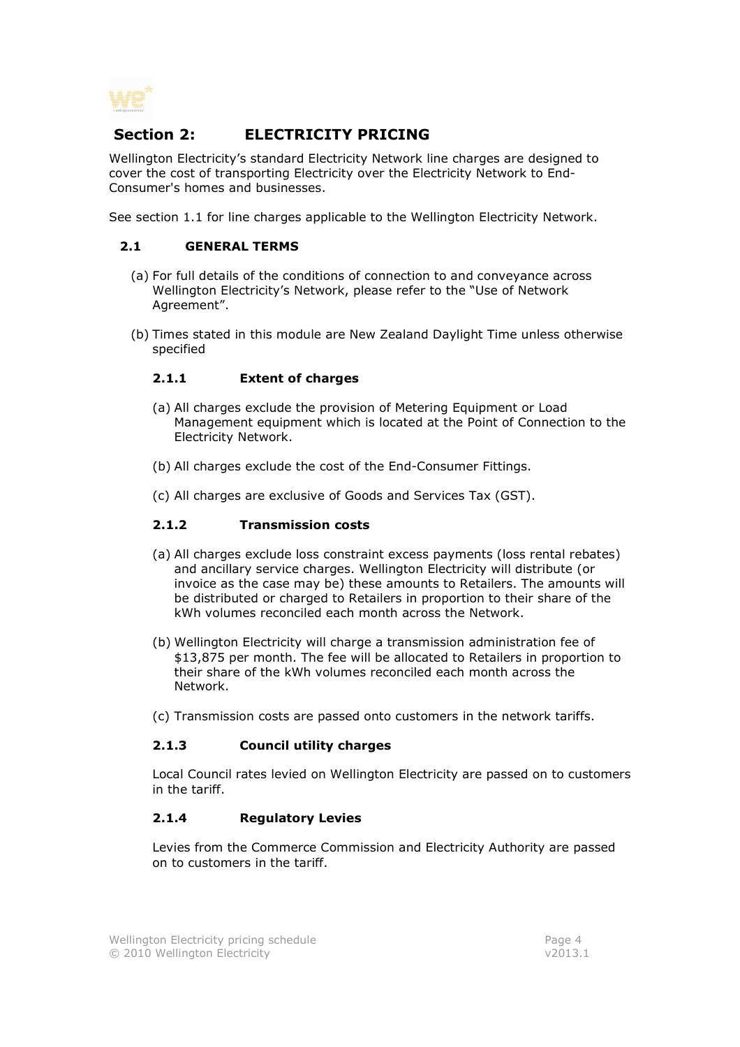# Section 2: ELECTRICITY PRICING

Wellington Electricity's standard Electricity Network line charges are designed to cover the cost of transporting Electricity over the Electricity Network to End-Consumer's homes and businesses.

See section 1.1 for line charges applicable to the Wellington Electricity Network.

## 2.1 GENERAL TERMS

(a) For full details of the conditions of connection to and conveyance across Wellington Electricity's Network, please refer to the "Use of Network Agreement".

(b) Times stated in this module are New Zealand Daylight Time unless otherwise specified

### 2.1.1 Extent of charges

(a) All charges exclude the provision of Metering Equipment or Load Management equipment which is located at the Point of Connection to the Electricity Network.

(b) All charges exclude the cost of the End-Consumer Fittings.

(c) All charges are exclusive of Goods and Services Tax (GST).

### 2.1.2 Transmission costs

(a) All charges exclude loss constraint excess payments (loss rental rebates) and ancillary service charges. Wellington Electricity will distribute (or invoice as the case may be) these amounts to Retailers. The amounts will be distributed or charged to Retailers in proportion to their share of the kWh volumes reconciled each month across the Network.

(b) Wellington Electricity will charge a transmission administration fee of $13,875 per month. The fee will be allocated to Retailers in proportion to their share of the kWh volumes reconciled each month across the Network.

(c) Transmission costs are passed onto customers in the network tariffs.

### 2.1.3 Council utility charges

Local Council rates levied on Wellington Electricity are passed on to customers in the tariff.

### 2.1.4 Regulatory Levies

Levies from the Commerce Commission and Electricity Authority are passed on to customers in the tariff.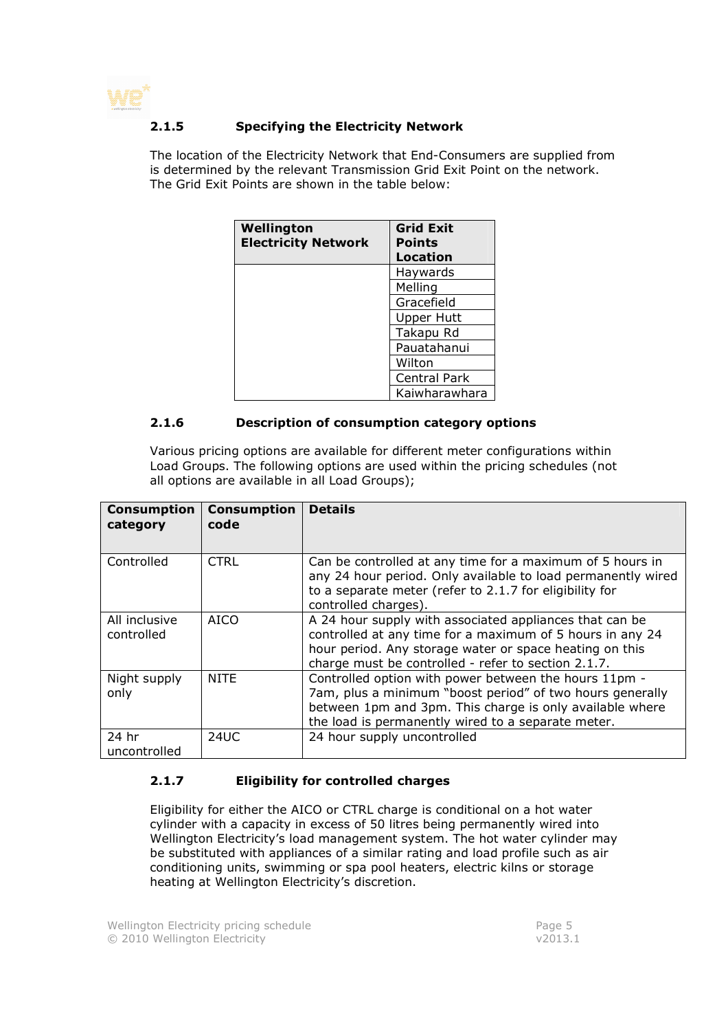### 2.1.5 Specifying the Electricity Network

The location of the Electricity Network that End-Consumers are supplied from is determined by the relevant Transmission Grid Exit Point on the network. The Grid Exit Points are shown in the table below:

| Wellington Electricity Network | Grid Exit Points Location |
|---|---|
| | Haywards |
| | Melling |
| | Gracefield |
| | Upper Hutt |
| | Takapu Rd |
| | Pauatahanui |
| | Wilton |
| | Central Park |
| | Kaiwharawhara |

### 2.1.6 Description of consumption category options

Various pricing options are available for different meter configurations within Load Groups. The following options are used within the pricing schedules (not all options are available in all Load Groups);

| Consumption category | Consumption code | Details |
|---|---|---|
| Controlled | CTRL | Can be controlled at any time for a maximum of 5 hours in any 24 hour period. Only available to load permanently wired to a separate meter (refer to 2.1.7 for eligibility for controlled charges). |
| All inclusive controlled | AICO | A 24 hour supply with associated appliances that can be controlled at any time for a maximum of 5 hours in any 24 hour period. Any storage water or space heating on this charge must be controlled - refer to section 2.1.7. |
| Night supply only | NITE | Controlled option with power between the hours 11pm - 7am, plus a minimum "boost period" of two hours generally between 1pm and 3pm. This charge is only available where the load is permanently wired to a separate meter. |
| 24 hr uncontrolled | 24UC | 24 hour supply uncontrolled |

### 2.1.7 Eligibility for controlled charges

Eligibility for either the AICO or CTRL charge is conditional on a hot water cylinder with a capacity in excess of 50 litres being permanently wired into Wellington Electricity's load management system. The hot water cylinder may be substituted with appliances of a similar rating and load profile such as air conditioning units, swimming or spa pool heaters, electric kilns or storage heating at Wellington Electricity's discretion.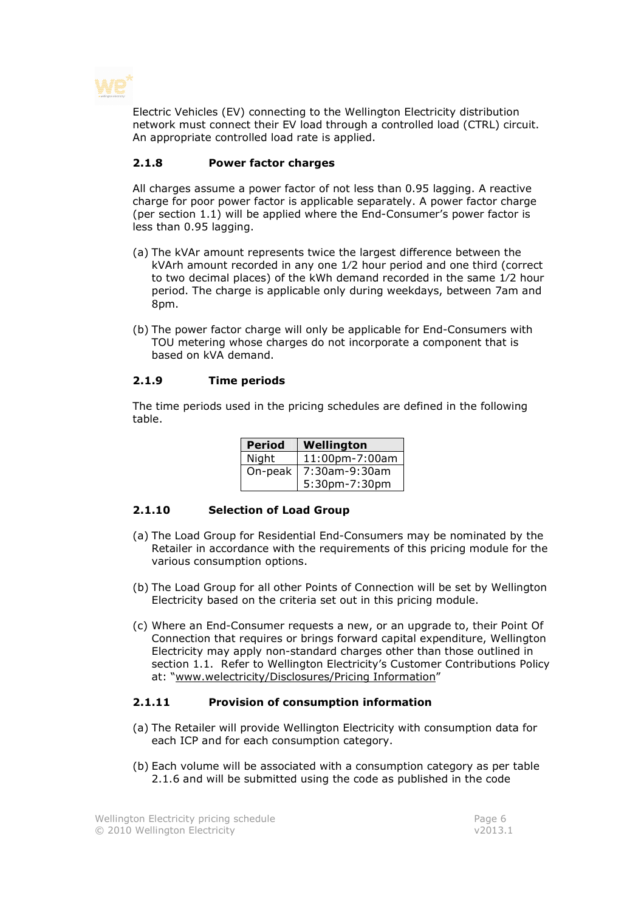Electric Vehicles (EV) connecting to the Wellington Electricity distribution network must connect their EV load through a controlled load (CTRL) circuit. An appropriate controlled load rate is applied.

### 2.1.8 Power factor charges

All charges assume a power factor of not less than 0.95 lagging. A reactive charge for poor power factor is applicable separately. A power factor charge (per section 1.1) will be applied where the End-Consumer's power factor is less than 0.95 lagging.

(a) The kVAr amount represents twice the largest difference between the kVArh amount recorded in any one 1/2 hour period and one third (correct to two decimal places) of the kWh demand recorded in the same 1/2 hour period. The charge is applicable only during weekdays, between 7am and 8pm.

(b) The power factor charge will only be applicable for End-Consumers with TOU metering whose charges do not incorporate a component that is based on kVA demand.

### 2.1.9 Time periods

The time periods used in the pricing schedules are defined in the following table.

| Period | Wellington |
|---|---|
| Night | 11:00pm-7:00am |
| On-peak | 7:30am-9:30am<br>5:30pm-7:30pm |

### 2.1.10 Selection of Load Group

(a) The Load Group for Residential End-Consumers may be nominated by the Retailer in accordance with the requirements of this pricing module for the various consumption options.

(b) The Load Group for all other Points of Connection will be set by Wellington Electricity based on the criteria set out in this pricing module.

(c) Where an End-Consumer requests a new, or an upgrade to, their Point Of Connection that requires or brings forward capital expenditure, Wellington Electricity may apply non-standard charges other than those outlined in section 1.1. Refer to Wellington Electricity's Customer Contributions Policy at: "www.welectricity/Disclosures/Pricing Information"

### 2.1.11 Provision of consumption information

(a) The Retailer will provide Wellington Electricity with consumption data for each ICP and for each consumption category.

(b) Each volume will be associated with a consumption category as per table 2.1.6 and will be submitted using the code as published in the code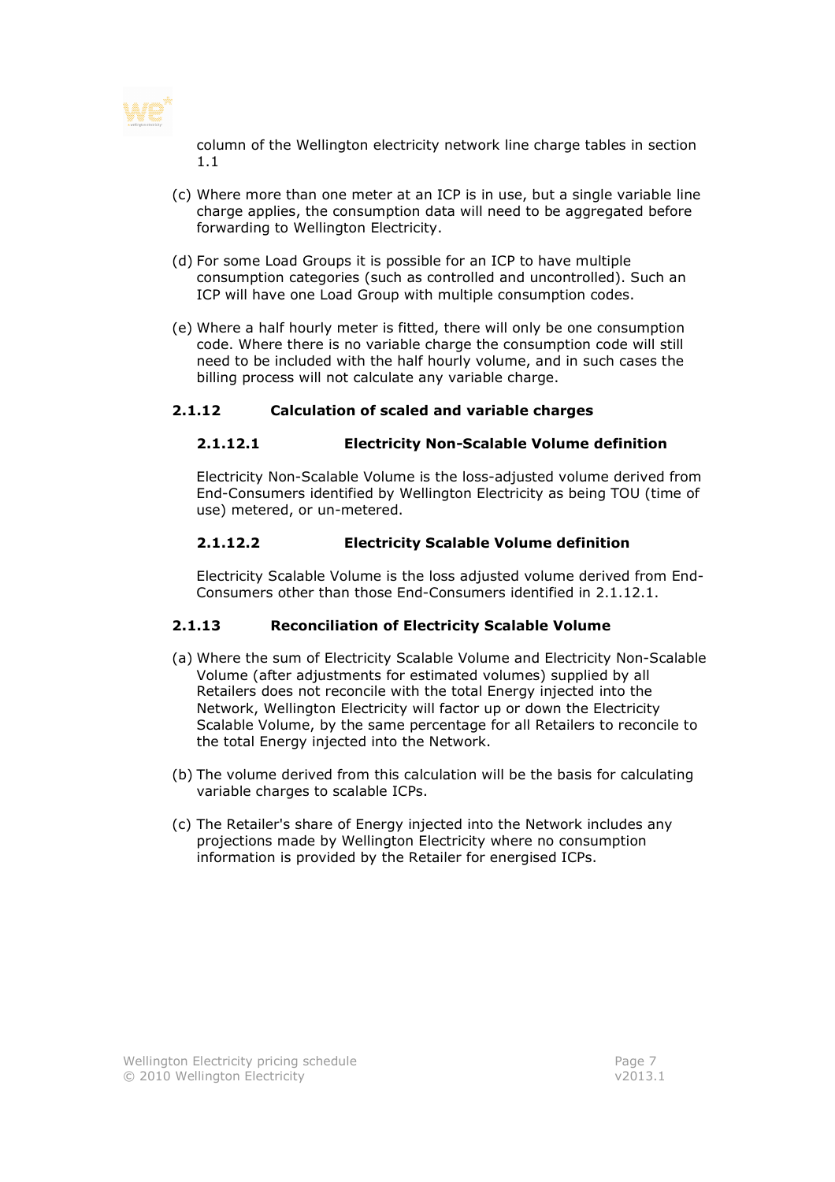column of the Wellington electricity network line charge tables in section 1.1

(c) Where more than one meter at an ICP is in use, but a single variable line charge applies, the consumption data will need to be aggregated before forwarding to Wellington Electricity.

(d) For some Load Groups it is possible for an ICP to have multiple consumption categories (such as controlled and uncontrolled). Such an ICP will have one Load Group with multiple consumption codes.

(e) Where a half hourly meter is fitted, there will only be one consumption code. Where there is no variable charge the consumption code will still need to be included with the half hourly volume, and in such cases the billing process will not calculate any variable charge.

### 2.1.12 Calculation of scaled and variable charges

#### 2.1.12.1 Electricity Non-Scalable Volume definition

Electricity Non-Scalable Volume is the loss-adjusted volume derived from End-Consumers identified by Wellington Electricity as being TOU (time of use) metered, or un-metered.

#### 2.1.12.2 Electricity Scalable Volume definition

Electricity Scalable Volume is the loss adjusted volume derived from End-Consumers other than those End-Consumers identified in 2.1.12.1.

### 2.1.13 Reconciliation of Electricity Scalable Volume

(a) Where the sum of Electricity Scalable Volume and Electricity Non-Scalable Volume (after adjustments for estimated volumes) supplied by all Retailers does not reconcile with the total Energy injected into the Network, Wellington Electricity will factor up or down the Electricity Scalable Volume, by the same percentage for all Retailers to reconcile to the total Energy injected into the Network.

(b) The volume derived from this calculation will be the basis for calculating variable charges to scalable ICPs.

(c) The Retailer's share of Energy injected into the Network includes any projections made by Wellington Electricity where no consumption information is provided by the Retailer for energised ICPs.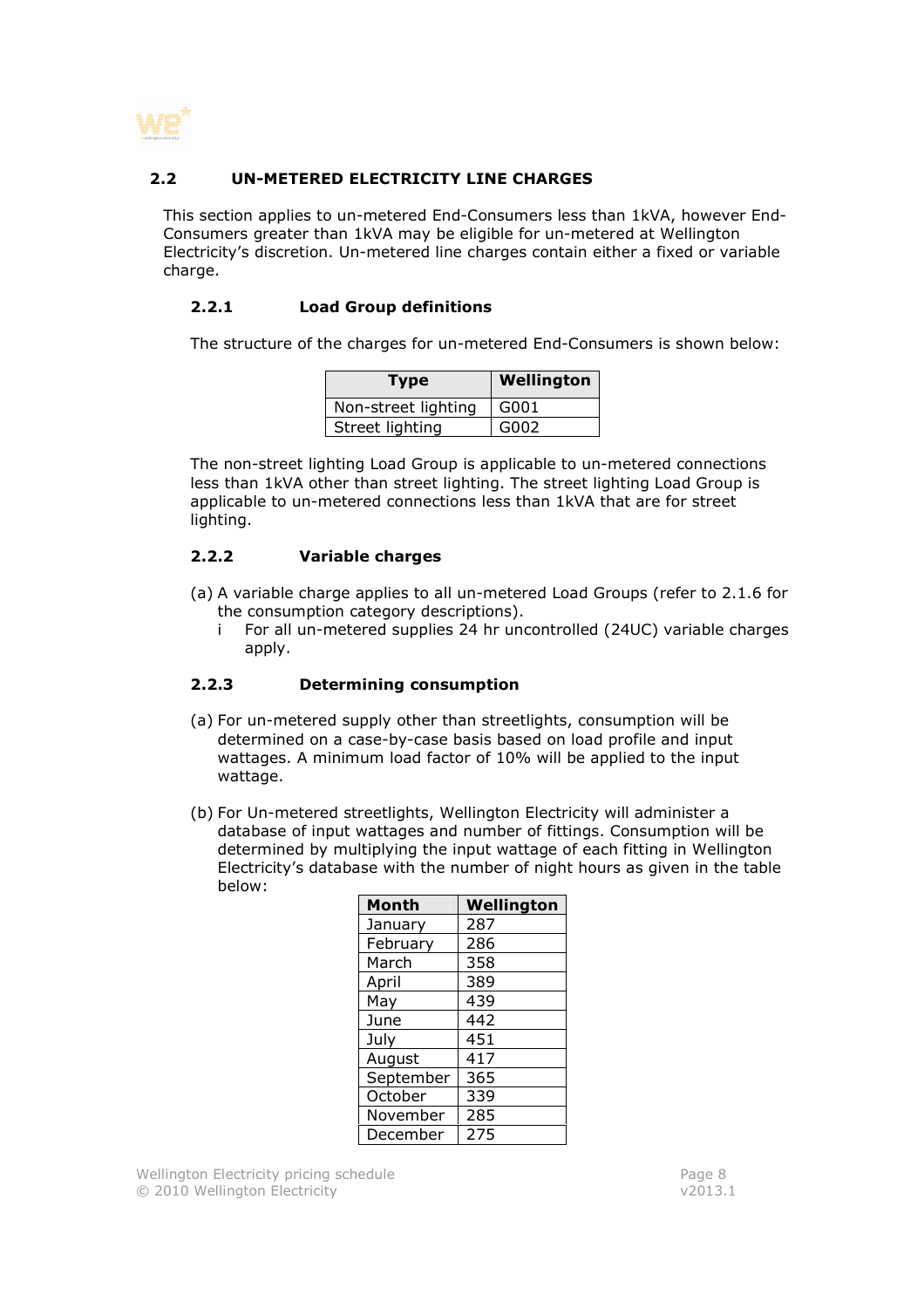## 2.2 UN-METERED ELECTRICITY LINE CHARGES

This section applies to un-metered End-Consumers less than 1kVA, however End-Consumers greater than 1kVA may be eligible for un-metered at Wellington Electricity's discretion. Un-metered line charges contain either a fixed or variable charge.

### 2.2.1 Load Group definitions

The structure of the charges for un-metered End-Consumers is shown below:

| Type | Wellington |
|---|---|
| Non-street lighting | G001 |
| Street lighting | G002 |

The non-street lighting Load Group is applicable to un-metered connections less than 1kVA other than street lighting. The street lighting Load Group is applicable to un-metered connections less than 1kVA that are for street lighting.

### 2.2.2 Variable charges

(a) A variable charge applies to all un-metered Load Groups (refer to 2.1.6 for the consumption category descriptions).

 i For all un-metered supplies 24 hr uncontrolled (24UC) variable charges apply.

### 2.2.3 Determining consumption

(a) For un-metered supply other than streetlights, consumption will be determined on a case-by-case basis based on load profile and input wattages. A minimum load factor of 10% will be applied to the input wattage.

(b) For Un-metered streetlights, Wellington Electricity will administer a database of input wattages and number of fittings. Consumption will be determined by multiplying the input wattage of each fitting in Wellington Electricity's database with the number of night hours as given in the table below:

| Month | Wellington |
|---|---|
| January | 287 |
| February | 286 |
| March | 358 |
| April | 389 |
| May | 439 |
| June | 442 |
| July | 451 |
| August | 417 |
| September | 365 |
| October | 339 |
| November | 285 |
| December | 275 |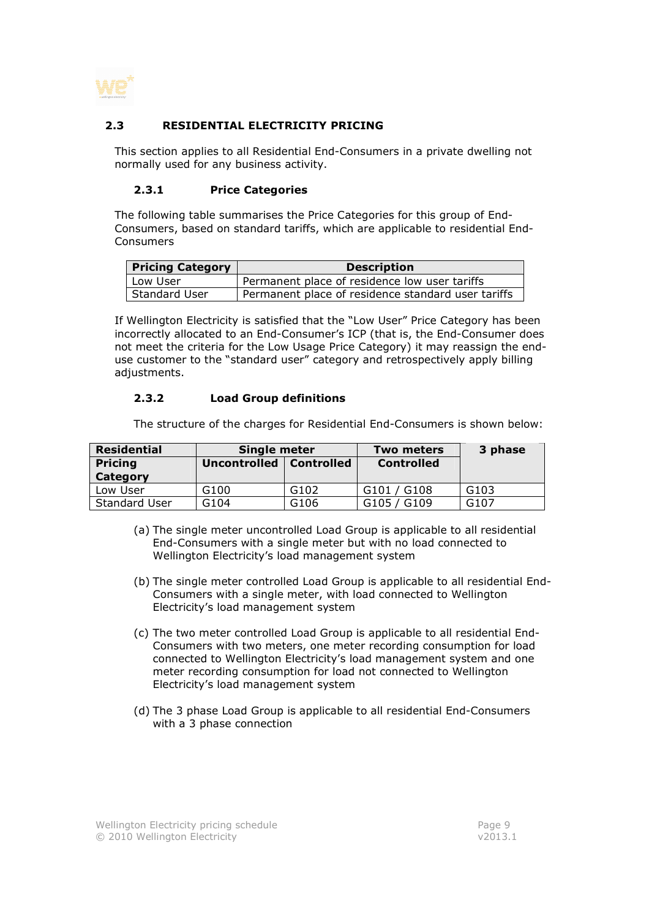## 2.3 RESIDENTIAL ELECTRICITY PRICING

This section applies to all Residential End-Consumers in a private dwelling not normally used for any business activity.

### 2.3.1 Price Categories

The following table summarises the Price Categories for this group of End-Consumers, based on standard tariffs, which are applicable to residential End-Consumers

| Pricing Category | Description |
|---|---|
| Low User | Permanent place of residence low user tariffs |
| Standard User | Permanent place of residence standard user tariffs |

If Wellington Electricity is satisfied that the "Low User" Price Category has been incorrectly allocated to an End-Consumer's ICP (that is, the End-Consumer does not meet the criteria for the Low Usage Price Category) it may reassign the end-use customer to the "standard user" category and retrospectively apply billing adjustments.

### 2.3.2 Load Group definitions

The structure of the charges for Residential End-Consumers is shown below:

| Residential | Single meter | | Two meters | 3 phase |
|---|---|---|---|---|
| Pricing Category | Uncontrolled | Controlled | Controlled | |
| Low User | G100 | G102 | G101 / G108 | G103 |
| Standard User | G104 | G106 | G105 / G109 | G107 |

(a) The single meter uncontrolled Load Group is applicable to all residential End-Consumers with a single meter but with no load connected to Wellington Electricity's load management system

(b) The single meter controlled Load Group is applicable to all residential End-Consumers with a single meter, with load connected to Wellington Electricity's load management system

(c) The two meter controlled Load Group is applicable to all residential End-Consumers with two meters, one meter recording consumption for load connected to Wellington Electricity's load management system and one meter recording consumption for load not connected to Wellington Electricity's load management system

(d) The 3 phase Load Group is applicable to all residential End-Consumers with a 3 phase connection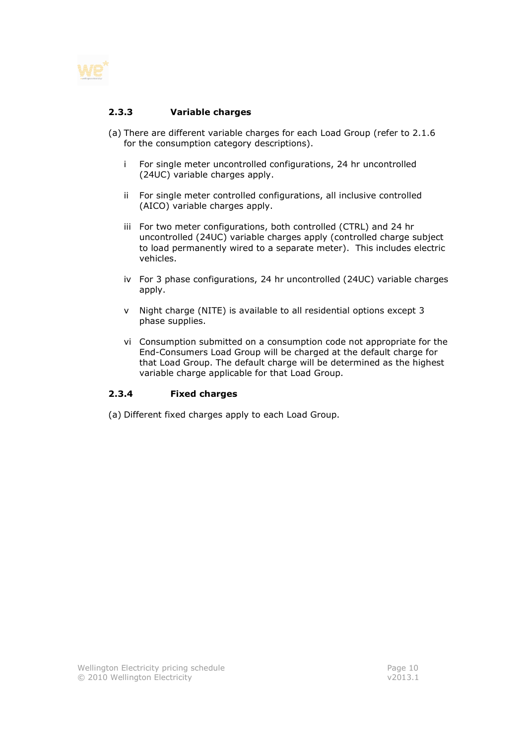### 2.3.3 Variable charges

(a) There are different variable charges for each Load Group (refer to 2.1.6 for the consumption category descriptions).

i For single meter uncontrolled configurations, 24 hr uncontrolled (24UC) variable charges apply.

ii For single meter controlled configurations, all inclusive controlled (AICO) variable charges apply.

iii For two meter configurations, both controlled (CTRL) and 24 hr uncontrolled (24UC) variable charges apply (controlled charge subject to load permanently wired to a separate meter). This includes electric vehicles.

iv For 3 phase configurations, 24 hr uncontrolled (24UC) variable charges apply.

v Night charge (NITE) is available to all residential options except 3 phase supplies.

vi Consumption submitted on a consumption code not appropriate for the End-Consumers Load Group will be charged at the default charge for that Load Group. The default charge will be determined as the highest variable charge applicable for that Load Group.

### 2.3.4 Fixed charges

(a) Different fixed charges apply to each Load Group.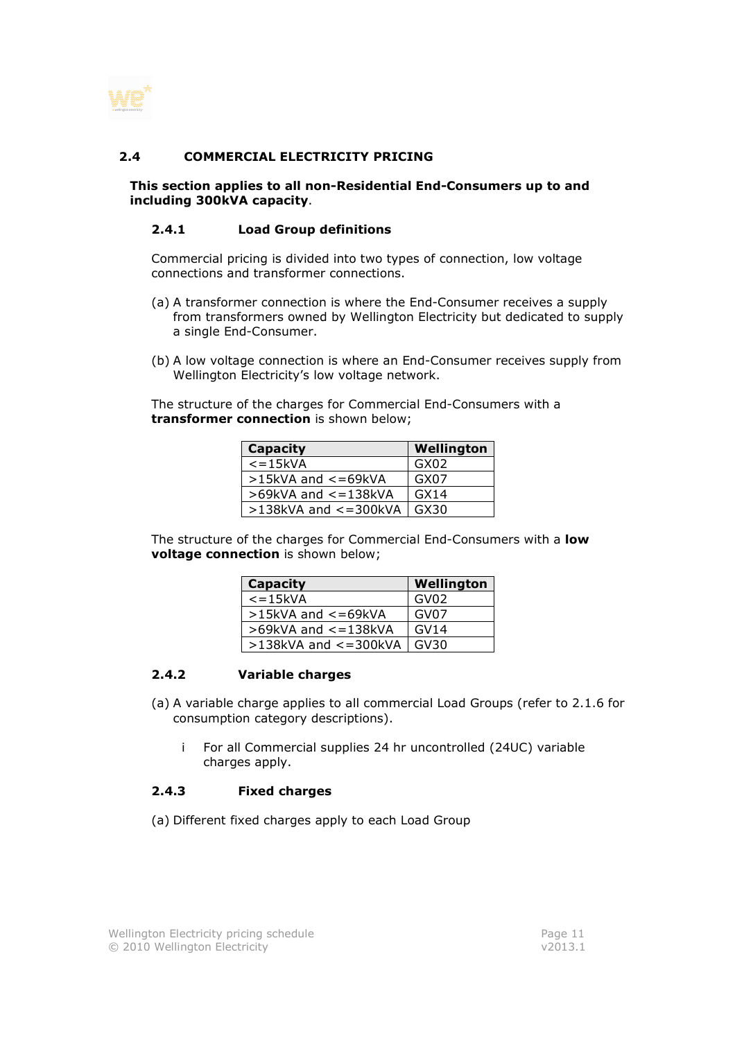## 2.4 COMMERCIAL ELECTRICITY PRICING

**This section applies to all non-Residential End-Consumers up to and including 300kVA capacity**.

### 2.4.1 Load Group definitions

Commercial pricing is divided into two types of connection, low voltage connections and transformer connections.

(a) A transformer connection is where the End-Consumer receives a supply from transformers owned by Wellington Electricity but dedicated to supply a single End-Consumer.

(b) A low voltage connection is where an End-Consumer receives supply from Wellington Electricity's low voltage network.

The structure of the charges for Commercial End-Consumers with a **transformer connection** is shown below;

| Capacity | Wellington |
|---|---|
| <=15kVA | GX02 |
| >15kVA and <=69kVA | GX07 |
| >69kVA and <=138kVA | GX14 |
| >138kVA and <=300kVA | GX30 |

The structure of the charges for Commercial End-Consumers with a **low voltage connection** is shown below;

| Capacity | Wellington |
|---|---|
| <=15kVA | GV02 |
| >15kVA and <=69kVA | GV07 |
| >69kVA and <=138kVA | GV14 |
| >138kVA and <=300kVA | GV30 |

### 2.4.2 Variable charges

(a) A variable charge applies to all commercial Load Groups (refer to 2.1.6 for consumption category descriptions).

  i For all Commercial supplies 24 hr uncontrolled (24UC) variable charges apply.

### 2.4.3 Fixed charges

(a) Different fixed charges apply to each Load Group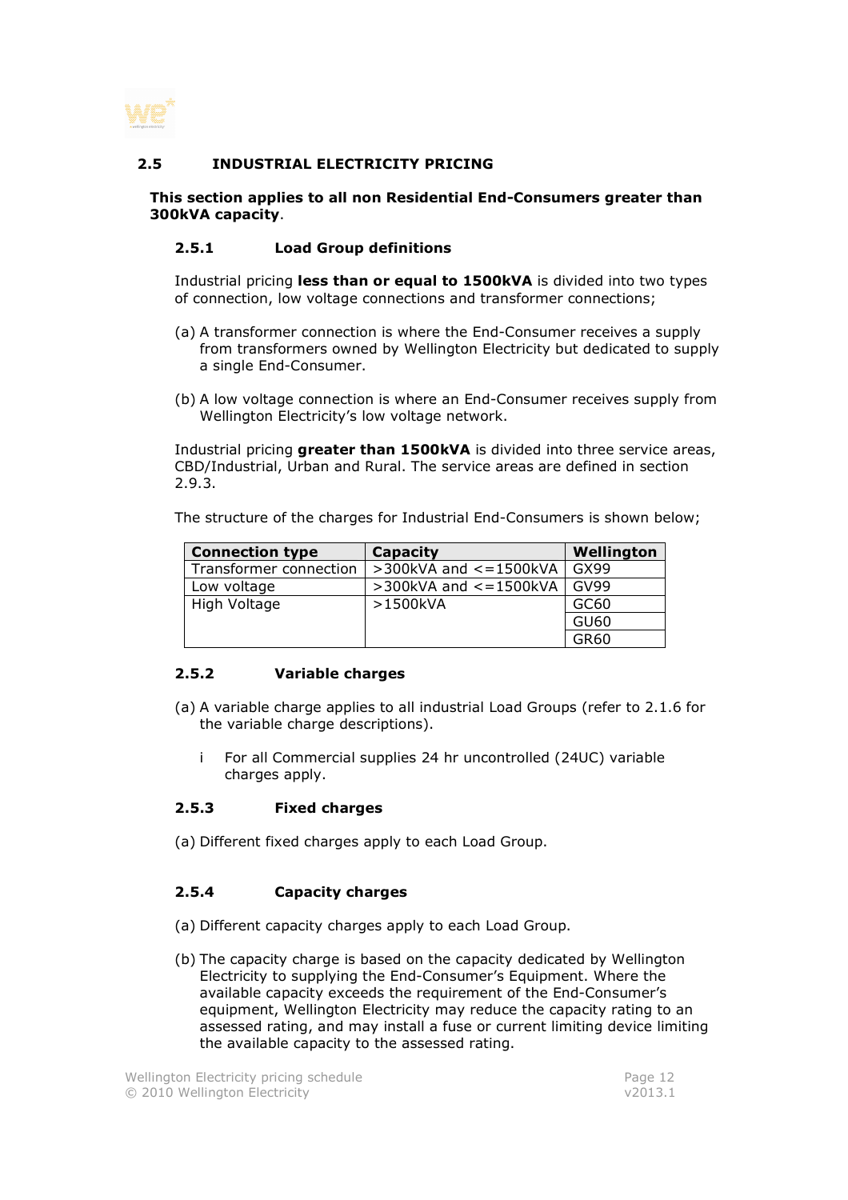## 2.5 INDUSTRIAL ELECTRICITY PRICING

**This section applies to all non Residential End-Consumers greater than 300kVA capacity**.

### 2.5.1 Load Group definitions

Industrial pricing **less than or equal to 1500kVA** is divided into two types of connection, low voltage connections and transformer connections;

(a) A transformer connection is where the End-Consumer receives a supply from transformers owned by Wellington Electricity but dedicated to supply a single End-Consumer.

(b) A low voltage connection is where an End-Consumer receives supply from Wellington Electricity's low voltage network.

Industrial pricing **greater than 1500kVA** is divided into three service areas, CBD/Industrial, Urban and Rural. The service areas are defined in section 2.9.3.

The structure of the charges for Industrial End-Consumers is shown below;

| Connection type | Capacity | Wellington |
|---|---|---|
| Transformer connection | >300kVA and <=1500kVA | GX99 |
| Low voltage | >300kVA and <=1500kVA | GV99 |
| High Voltage | >1500kVA | GC60 |
| | | GU60 |
| | | GR60 |

### 2.5.2 Variable charges

(a) A variable charge applies to all industrial Load Groups (refer to 2.1.6 for the variable charge descriptions).

i For all Commercial supplies 24 hr uncontrolled (24UC) variable charges apply.

### 2.5.3 Fixed charges

(a) Different fixed charges apply to each Load Group.

### 2.5.4 Capacity charges

(a) Different capacity charges apply to each Load Group.

(b) The capacity charge is based on the capacity dedicated by Wellington Electricity to supplying the End-Consumer's Equipment. Where the available capacity exceeds the requirement of the End-Consumer's equipment, Wellington Electricity may reduce the capacity rating to an assessed rating, and may install a fuse or current limiting device limiting the available capacity to the assessed rating.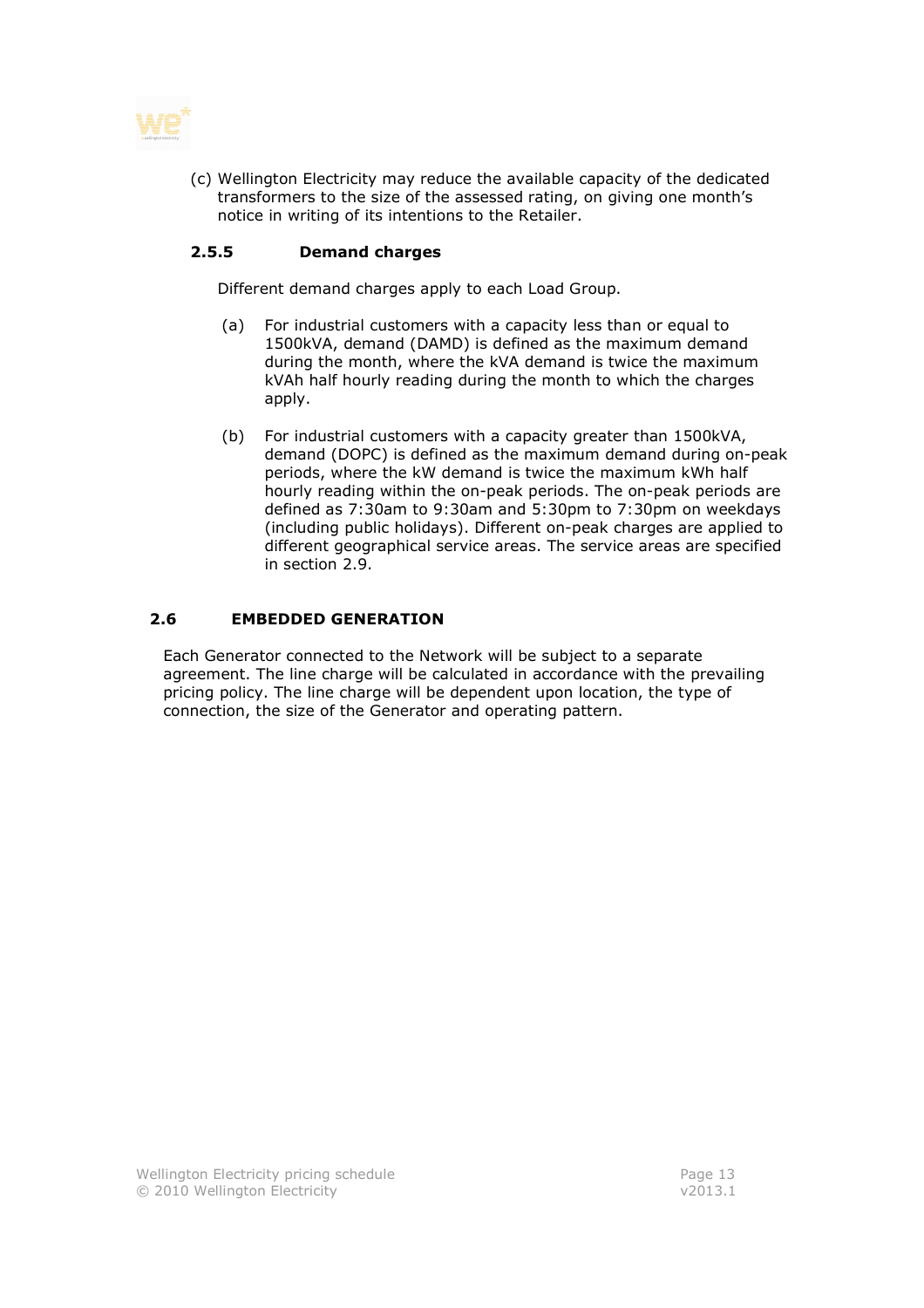(c) Wellington Electricity may reduce the available capacity of the dedicated transformers to the size of the assessed rating, on giving one month's notice in writing of its intentions to the Retailer.

### 2.5.5 Demand charges

Different demand charges apply to each Load Group.

(a) For industrial customers with a capacity less than or equal to 1500kVA, demand (DAMD) is defined as the maximum demand during the month, where the kVA demand is twice the maximum kVAh half hourly reading during the month to which the charges apply.

(b) For industrial customers with a capacity greater than 1500kVA, demand (DOPC) is defined as the maximum demand during on-peak periods, where the kW demand is twice the maximum kWh half hourly reading within the on-peak periods. The on-peak periods are defined as 7:30am to 9:30am and 5:30pm to 7:30pm on weekdays (including public holidays). Different on-peak charges are applied to different geographical service areas. The service areas are specified in section 2.9.

## 2.6 EMBEDDED GENERATION

Each Generator connected to the Network will be subject to a separate agreement. The line charge will be calculated in accordance with the prevailing pricing policy. The line charge will be dependent upon location, the type of connection, the size of the Generator and operating pattern.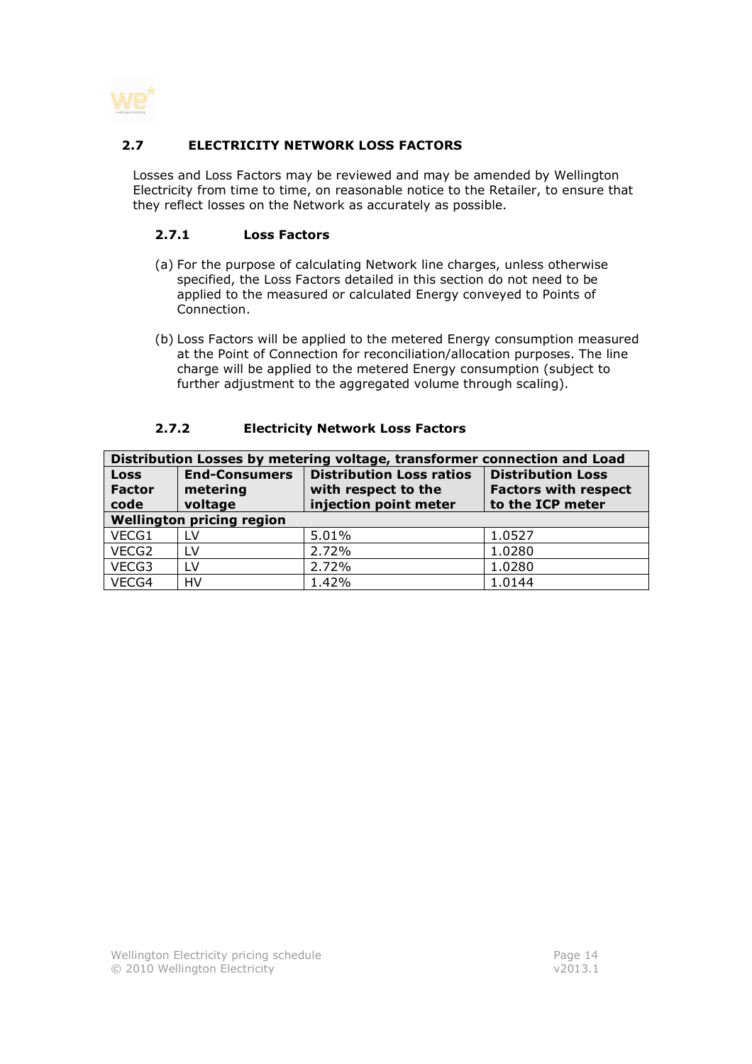## 2.7 ELECTRICITY NETWORK LOSS FACTORS

Losses and Loss Factors may be reviewed and may be amended by Wellington Electricity from time to time, on reasonable notice to the Retailer, to ensure that they reflect losses on the Network as accurately as possible.

### 2.7.1 Loss Factors

(a) For the purpose of calculating Network line charges, unless otherwise specified, the Loss Factors detailed in this section do not need to be applied to the measured or calculated Energy conveyed to Points of Connection.

(b) Loss Factors will be applied to the metered Energy consumption measured at the Point of Connection for reconciliation/allocation purposes. The line charge will be applied to the metered Energy consumption (subject to further adjustment to the aggregated volume through scaling).

### 2.7.2 Electricity Network Loss Factors

| **Distribution Losses by metering voltage, transformer connection and Load** | | | |
|---|---|---|---|
| **Loss Factor code** | **End-Consumers metering voltage** | **Distribution Loss ratios with respect to the injection point meter** | **Distribution Loss Factors with respect to the ICP meter** |
| **Wellington pricing region** | | | |
| VECG1 | LV | 5.01% | 1.0527 |
| VECG2 | LV | 2.72% | 1.0280 |
| VECG3 | LV | 2.72% | 1.0280 |
| VECG4 | HV | 1.42% | 1.0144 |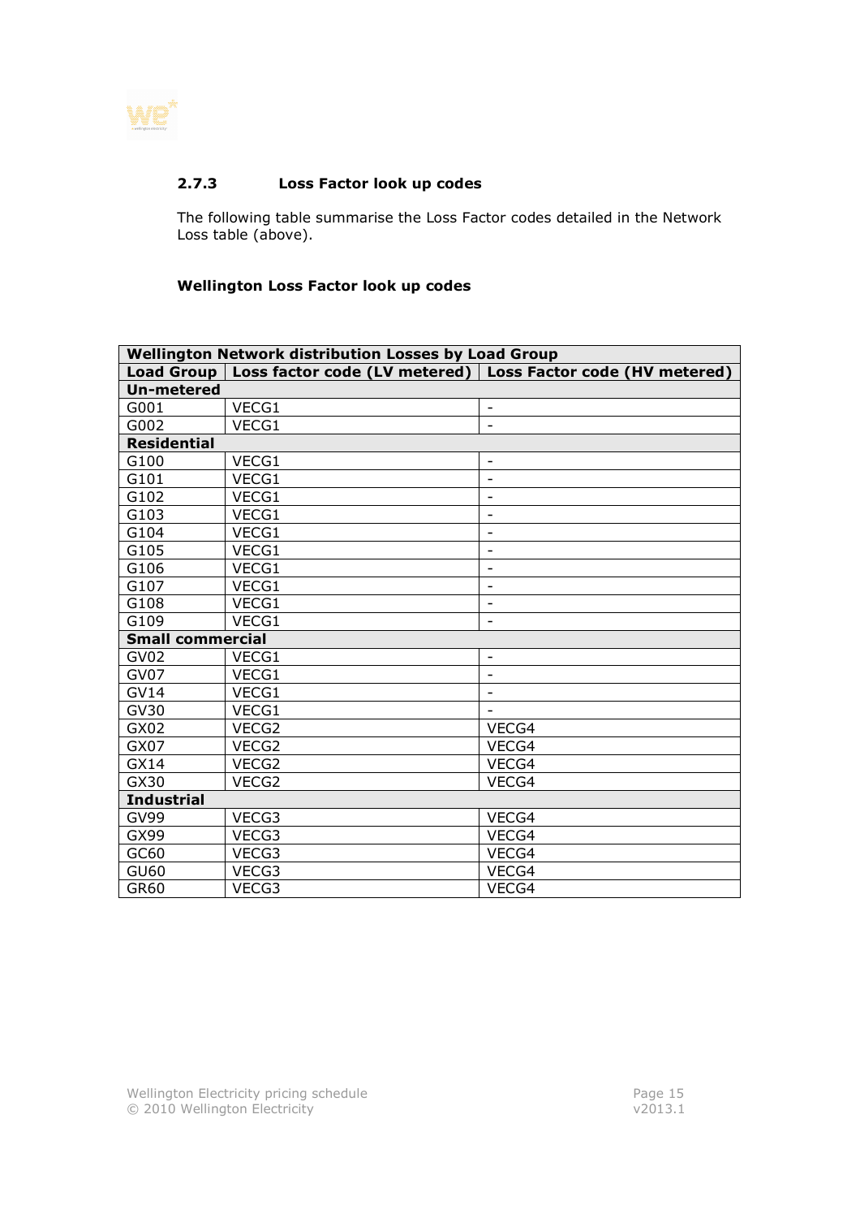### 2.7.3 Loss Factor look up codes

The following table summarise the Loss Factor codes detailed in the Network Loss table (above).

**Wellington Loss Factor look up codes**

| Wellington Network distribution Losses by Load Group | | |
|---|---|---|
| **Load Group** | **Loss factor code (LV metered)** | **Loss Factor code (HV metered)** |
| **Un-metered** | | |
| G001 | VECG1 | - |
| G002 | VECG1 | - |
| **Residential** | | |
| G100 | VECG1 | - |
| G101 | VECG1 | - |
| G102 | VECG1 | - |
| G103 | VECG1 | - |
| G104 | VECG1 | - |
| G105 | VECG1 | - |
| G106 | VECG1 | - |
| G107 | VECG1 | - |
| G108 | VECG1 | - |
| G109 | VECG1 | - |
| **Small commercial** | | |
| GV02 | VECG1 | - |
| GV07 | VECG1 | - |
| GV14 | VECG1 | - |
| GV30 | VECG1 | - |
| GX02 | VECG2 | VECG4 |
| GX07 | VECG2 | VECG4 |
| GX14 | VECG2 | VECG4 |
| GX30 | VECG2 | VECG4 |
| **Industrial** | | |
| GV99 | VECG3 | VECG4 |
| GX99 | VECG3 | VECG4 |
| GC60 | VECG3 | VECG4 |
| GU60 | VECG3 | VECG4 |
| GR60 | VECG3 | VECG4 |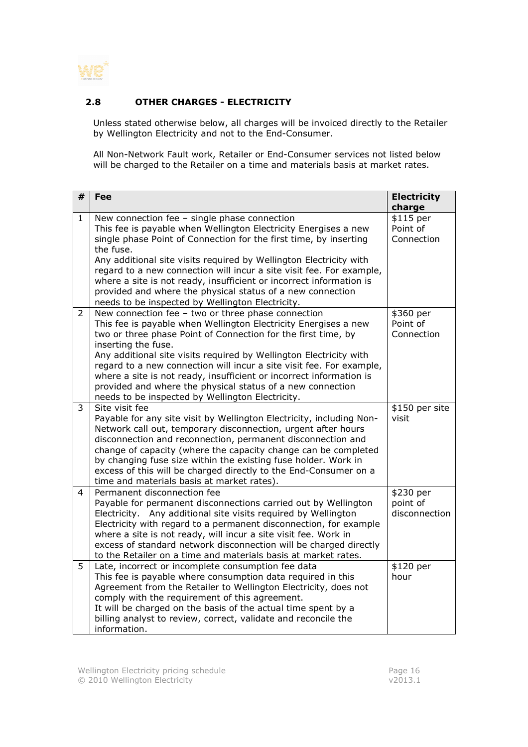## 2.8 OTHER CHARGES - ELECTRICITY

Unless stated otherwise below, all charges will be invoiced directly to the Retailer by Wellington Electricity and not to the End-Consumer.

All Non-Network Fault work, Retailer or End-Consumer services not listed below will be charged to the Retailer on a time and materials basis at market rates.

| # | Fee | Electricity charge |
|---|---|---|
| 1 | New connection fee – single phase connection<br>This fee is payable when Wellington Electricity Energises a new single phase Point of Connection for the first time, by inserting the fuse.<br>Any additional site visits required by Wellington Electricity with regard to a new connection will incur a site visit fee. For example, where a site is not ready, insufficient or incorrect information is provided and where the physical status of a new connection needs to be inspected by Wellington Electricity. | $115 per Point of Connection |
| 2 | New connection fee – two or three phase connection<br>This fee is payable when Wellington Electricity Energises a new two or three phase Point of Connection for the first time, by inserting the fuse.<br>Any additional site visits required by Wellington Electricity with regard to a new connection will incur a site visit fee. For example, where a site is not ready, insufficient or incorrect information is provided and where the physical status of a new connection needs to be inspected by Wellington Electricity. | $360 per Point of Connection |
| 3 | Site visit fee<br>Payable for any site visit by Wellington Electricity, including Non-Network call out, temporary disconnection, urgent after hours disconnection and reconnection, permanent disconnection and change of capacity (where the capacity change can be completed by changing fuse size within the existing fuse holder. Work in excess of this will be charged directly to the End-Consumer on a time and materials basis at market rates). | $150 per site visit |
| 4 | Permanent disconnection fee<br>Payable for permanent disconnections carried out by Wellington Electricity. Any additional site visits required by Wellington Electricity with regard to a permanent disconnection, for example where a site is not ready, will incur a site visit fee. Work in excess of standard network disconnection will be charged directly to the Retailer on a time and materials basis at market rates. | $230 per point of disconnection |
| 5 | Late, incorrect or incomplete consumption fee data<br>This fee is payable where consumption data required in this Agreement from the Retailer to Wellington Electricity, does not comply with the requirement of this agreement.<br>It will be charged on the basis of the actual time spent by a billing analyst to review, correct, validate and reconcile the information. | $120 per hour |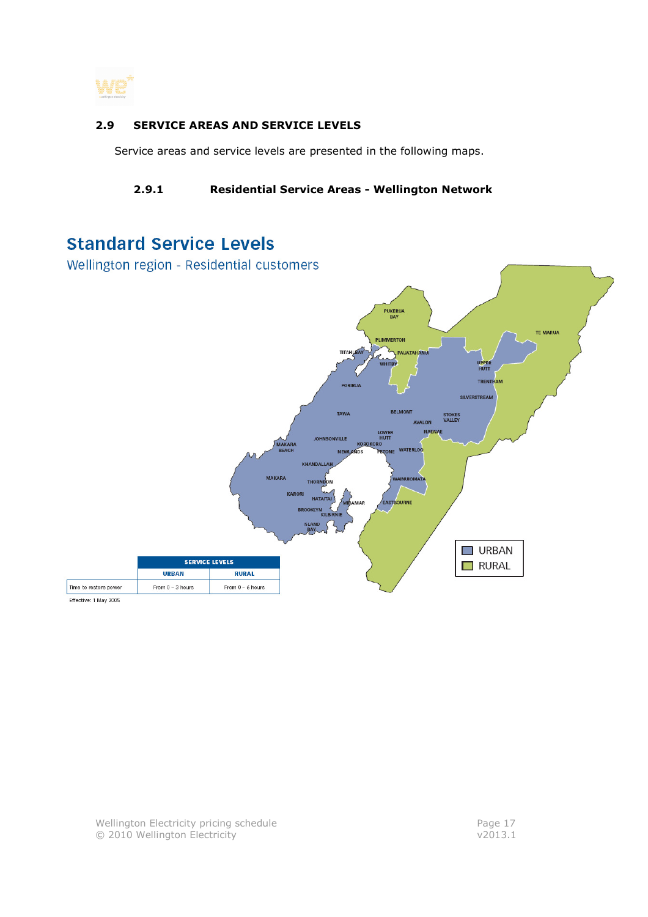## 2.9 SERVICE AREAS AND SERVICE LEVELS

Service areas and service levels are presented in the following maps.

### 2.9.1 Residential Service Areas - Wellington Network

# Standard Service Levels

Wellington region - Residential customers

| | SERVICE LEVELS | |
|---|---|---|
| | URBAN | RURAL |
| Time to restore power | From 0 – 3 hours | From 0 – 6 hours |

Effective: 1 May 2005

URBAN
RURAL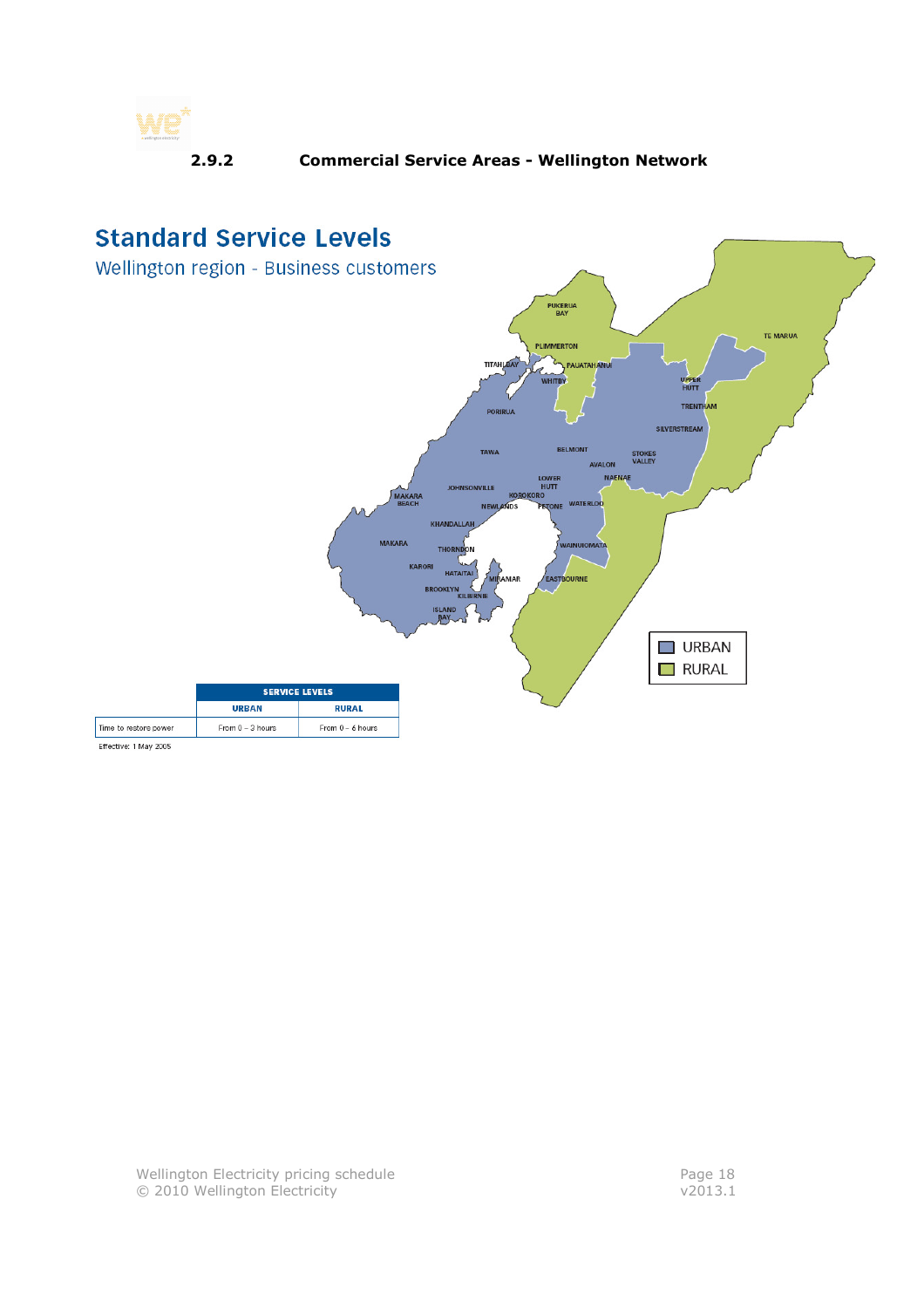### 2.9.2 Commercial Service Areas - Wellington Network

## Standard Service Levels

Wellington region - Business customers

| | SERVICE LEVELS | |
|---|---|---|
| | URBAN | RURAL |
| Time to restore power | From 0 – 3 hours | From 0 – 6 hours |

Effective: 1 May 2005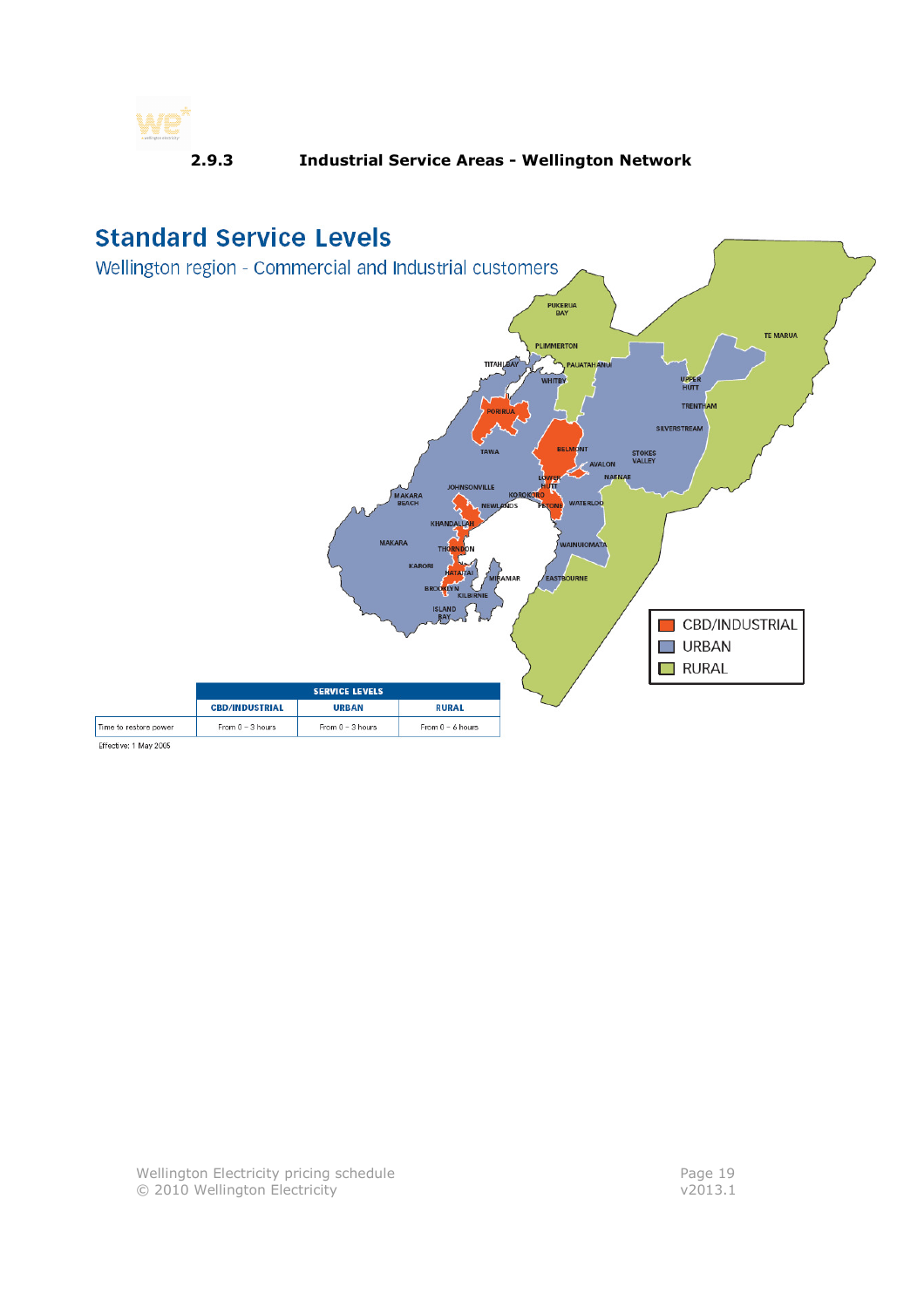## 2.9.3 Industrial Service Areas - Wellington Network

### Standard Service Levels

Wellington region - Commercial and Industrial customers

PUKERUA BAY
PLIMMERTON
TITAHI BAY
PAUATAHANUI
WHITBY
PORIRUA
TE MARUA
UPPER HUTT
TRENTHAM
SILVERSTREAM
BELMONT
STOKES VALLEY
TAWA
AVALON
NAENAE
LOWER HUTT
JOHNSONVILLE
KOROKORO
MAKARA BEACH
NEWLANDS
PETONE
WATERLOO
KHANDALLAH
MAKARA
THORNDON
WAINUIOMATA
KARORI
HATAITAI
MIRAMAR
EASTBOURNE
BROOKLYN
KILBIRNIE
ISLAND BAY

CBD/INDUSTRIAL
URBAN
RURAL

| | SERVICE LEVELS | | |
|---|---|---|---|
| | CBD/INDUSTRIAL | URBAN | RURAL |
| Time to restore power | From 0 – 3 hours | From 0 – 3 hours | From 0 – 6 hours |

Effective: 1 May 2005